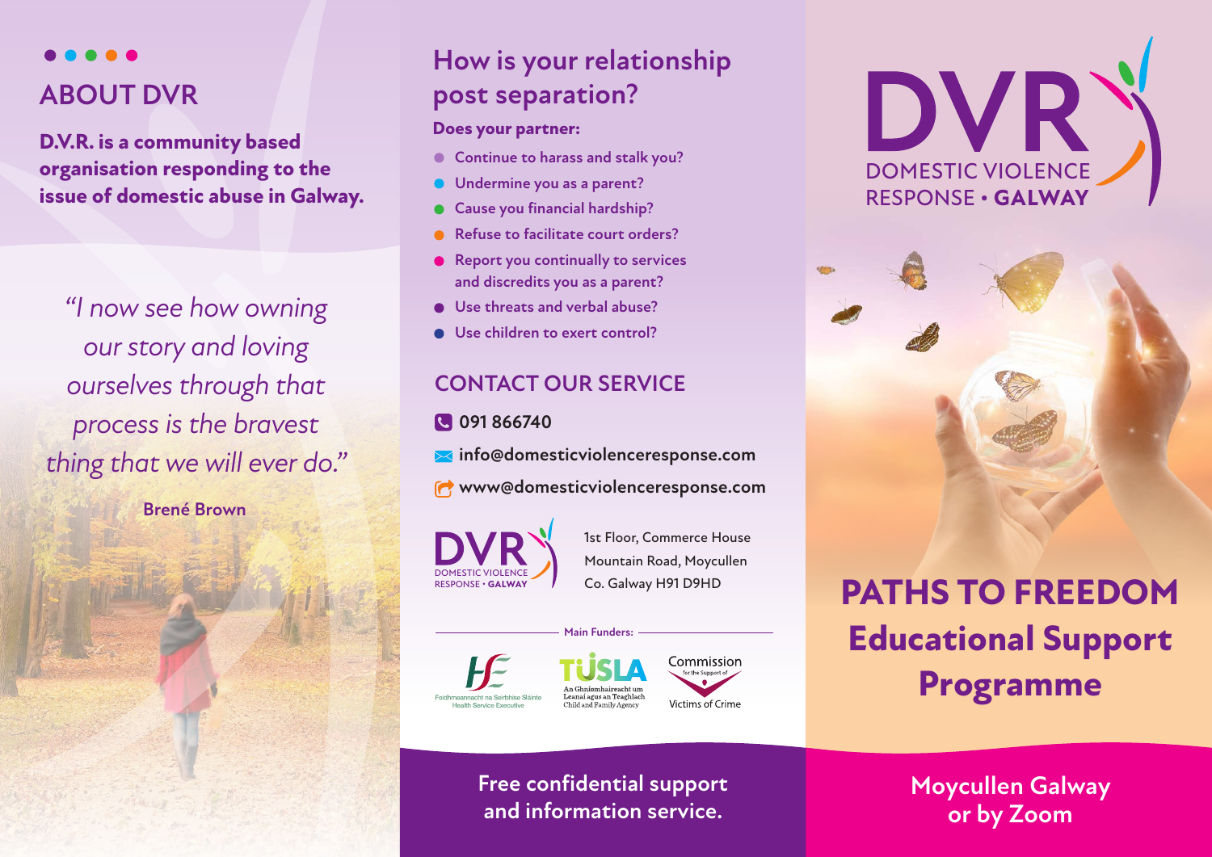## ABOUT DVR

**D.V.R. is a community based organisation responding to the issue of domestic abuse in Galway.**

*"I now see how owning our story and loving ourselves through that process is the bravest thing that we will ever do."*

**Brené Brown**

## How is your relationship post separation?

**Does your partner:**

- Continue to harass and stalk you?
- Undermine you as a parent?
- Cause you financial hardship?
- Refuse to facilitate court orders?
- Report you continually to services and discredits you as a parent?
- Use threats and verbal abuse?
- Use children to exert control?

## CONTACT OUR SERVICE

091 866740

info@domesticviolenceresponse.com

www@domesticviolenceresponse.com

DVR DOMESTIC VIOLENCE RESPONSE • GALWAY

1st Floor, Commerce House
Mountain Road, Moycullen
Co. Galway H91 D9HD

Main Funders:

Feidhmeannacht na Seirbhíse Sláinte Health Service Executive

TUSLA An Ghníomhaireacht um Leanaí agus an Teaghlach Child and Family Agency

Commission for the Support of Victims of Crime

**Free confidential support and information service.**

# DVR DOMESTIC VIOLENCE RESPONSE • GALWAY

# PATHS TO FREEDOM Educational Support Programme

**Moycullen Galway or by Zoom**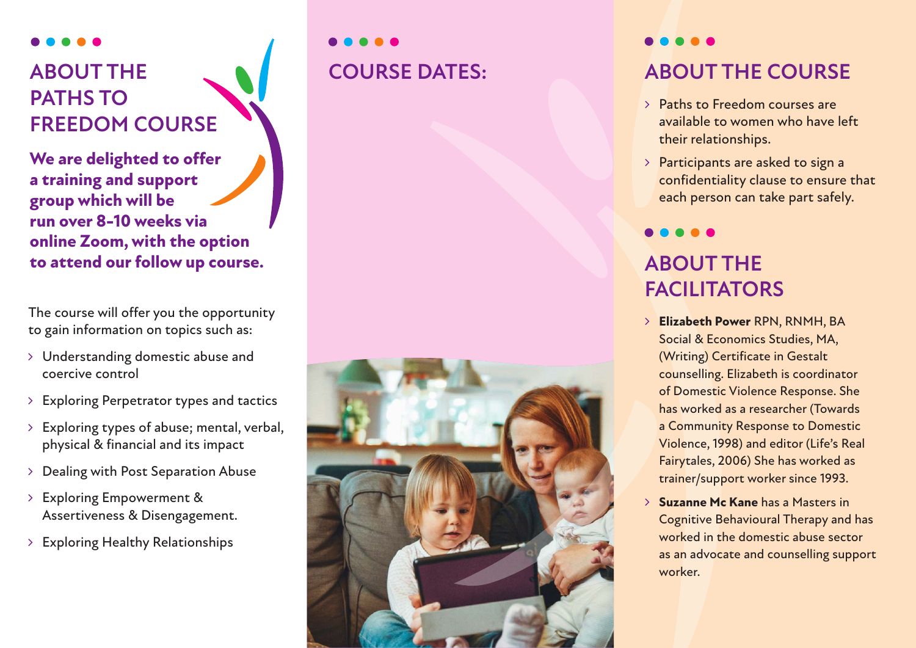## ABOUT THE PATHS TO FREEDOM COURSE

**We are delighted to offer a training and support group which will be run over 8-10 weeks via online Zoom, with the option to attend our follow up course.**

The course will offer you the opportunity to gain information on topics such as:

- Understanding domestic abuse and coercive control
- Exploring Perpetrator types and tactics
- Exploring types of abuse; mental, verbal, physical & financial and its impact
- Dealing with Post Separation Abuse
- Exploring Empowerment & Assertiveness & Disengagement.
- Exploring Healthy Relationships

## COURSE DATES:

## ABOUT THE COURSE

- Paths to Freedom courses are available to women who have left their relationships.
- Participants are asked to sign a confidentiality clause to ensure that each person can take part safely.

## ABOUT THE FACILITATORS

- **Elizabeth Power** RPN, RNMH, BA Social & Economics Studies, MA, (Writing) Certificate in Gestalt counselling. Elizabeth is coordinator of Domestic Violence Response. She has worked as a researcher (Towards a Community Response to Domestic Violence, 1998) and editor (Life's Real Fairytales, 2006) She has worked as trainer/support worker since 1993.
- **Suzanne Mc Kane** has a Masters in Cognitive Behavioural Therapy and has worked in the domestic abuse sector as an advocate and counselling support worker.